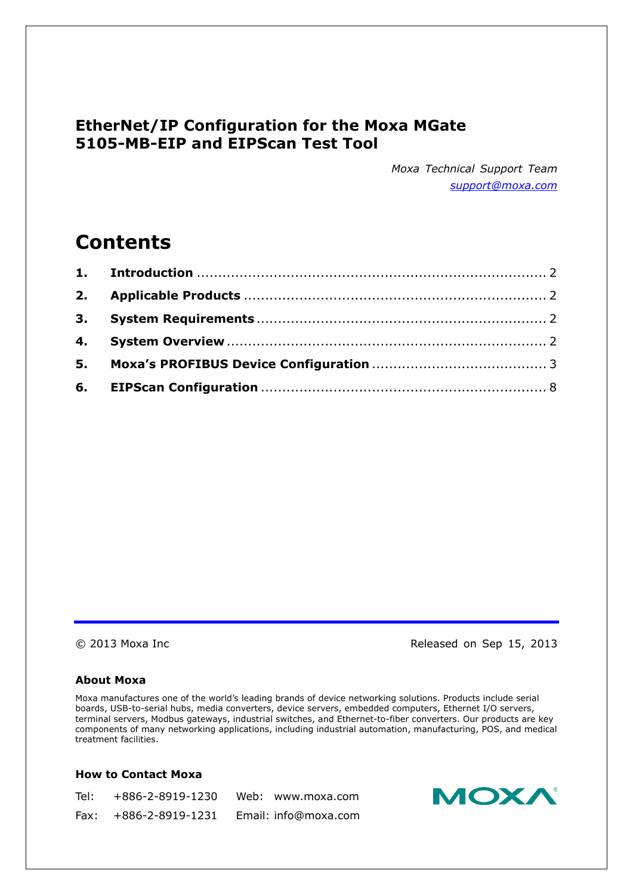# EtherNet/IP Configuration for the Moxa MGate 5105-MB-EIP and EIPScan Test Tool

*Moxa Technical Support Team*
*support@moxa.com*

## Contents

| | | |
|---|---|---|
| **1.** | **Introduction** | 2 |
| **2.** | **Applicable Products** | 2 |
| **3.** | **System Requirements** | 2 |
| **4.** | **System Overview** | 2 |
| **5.** | **Moxa's PROFIBUS Device Configuration** | 3 |
| **6.** | **EIPScan Configuration** | 8 |

© 2013 Moxa Inc

Released on Sep 15, 2013

### About Moxa

Moxa manufactures one of the world's leading brands of device networking solutions. Products include serial boards, USB-to-serial hubs, media converters, device servers, embedded computers, Ethernet I/O servers, terminal servers, Modbus gateways, industrial switches, and Ethernet-to-fiber converters. Our products are key components of many networking applications, including industrial automation, manufacturing, POS, and medical treatment facilities.

### How to Contact Moxa

Tel: +886-2-8919-1230
Fax: +886-2-8919-1231
Web: www.moxa.com
Email: info@moxa.com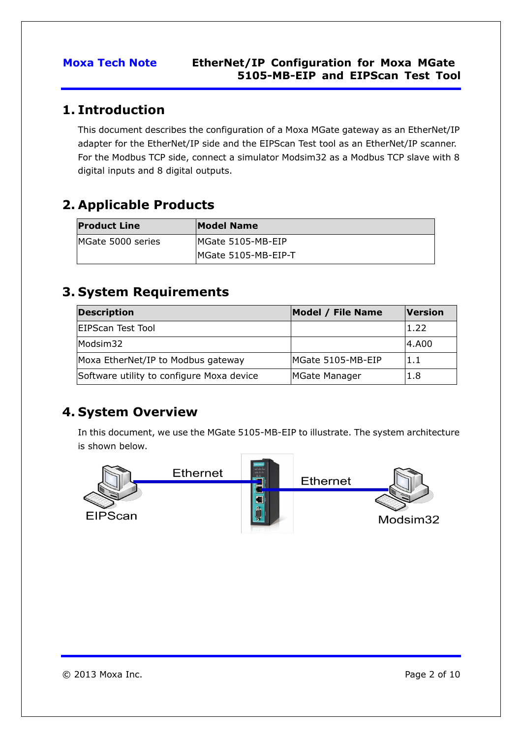# 1. Introduction

This document describes the configuration of a Moxa MGate gateway as an EtherNet/IP adapter for the EtherNet/IP side and the EIPScan Test tool as an EtherNet/IP scanner. For the Modbus TCP side, connect a simulator Modsim32 as a Modbus TCP slave with 8 digital inputs and 8 digital outputs.

# 2. Applicable Products

| Product Line | Model Name |
|---|---|
| MGate 5000 series | MGate 5105-MB-EIP<br>MGate 5105-MB-EIP-T |

# 3. System Requirements

| Description | Model / File Name | Version |
|---|---|---|
| EIPScan Test Tool | | 1.22 |
| Modsim32 | | 4.A00 |
| Moxa EtherNet/IP to Modbus gateway | MGate 5105-MB-EIP | 1.1 |
| Software utility to configure Moxa device | MGate Manager | 1.8 |

# 4. System Overview

In this document, we use the MGate 5105-MB-EIP to illustrate. The system architecture is shown below.

EIPScan — Ethernet — MGate — Ethernet — Modsim32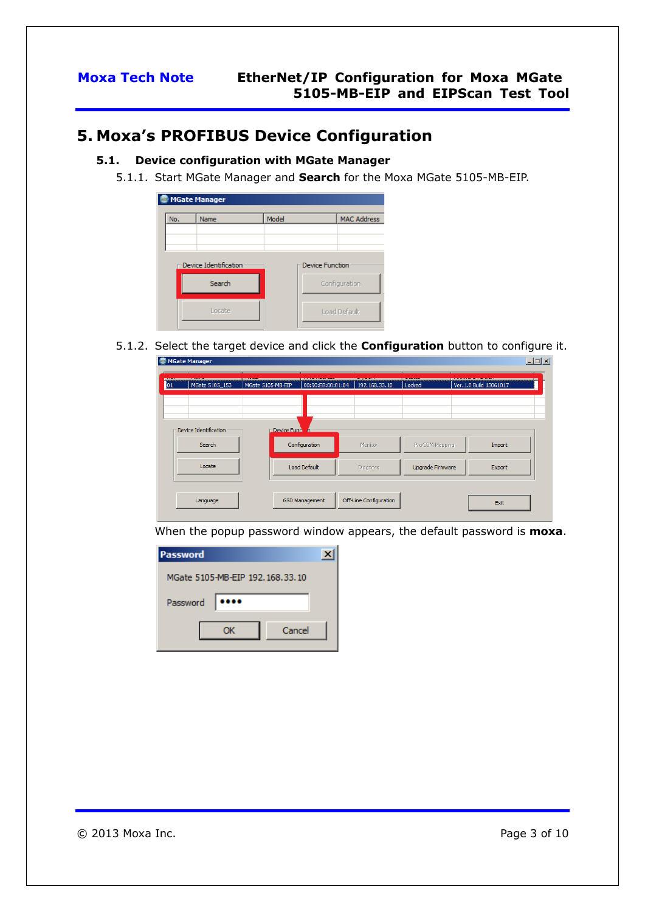# 5. Moxa's PROFIBUS Device Configuration

## 5.1. Device configuration with MGate Manager

5.1.1. Start MGate Manager and **Search** for the Moxa MGate 5105-MB-EIP.

5.1.2. Select the target device and click the **Configuration** button to configure it.

When the popup password window appears, the default password is **moxa**.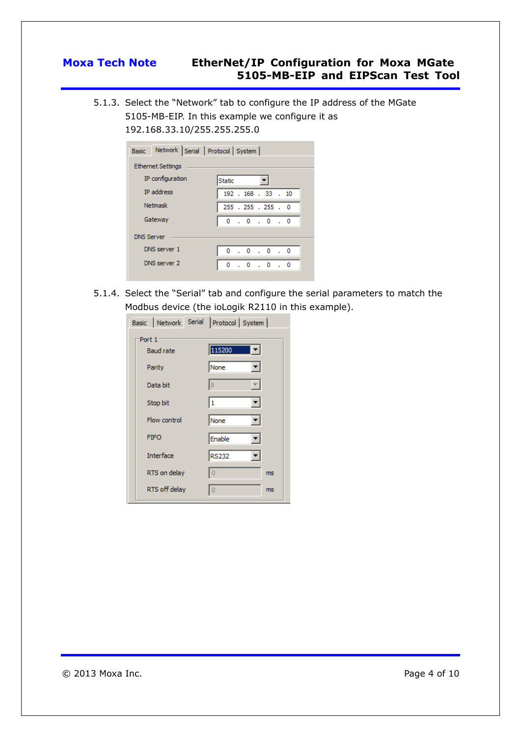5.1.3. Select the “Network” tab to configure the IP address of the MGate 5105-MB-EIP. In this example we configure it as 192.168.33.10/255.255.255.0

5.1.4. Select the “Serial” tab and configure the serial parameters to match the Modbus device (the ioLogik R2110 in this example).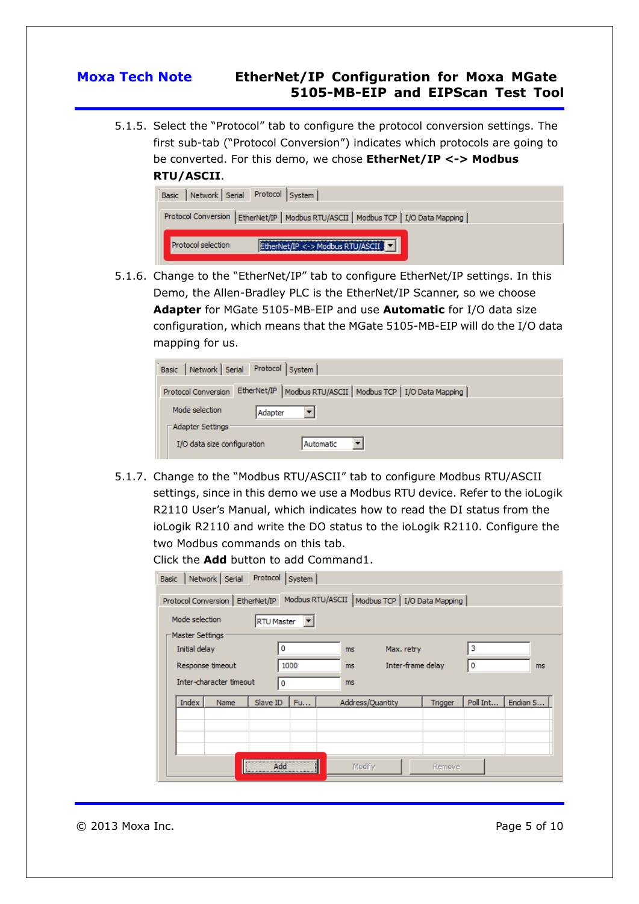5.1.5. Select the “Protocol” tab to configure the protocol conversion settings. The first sub-tab (“Protocol Conversion”) indicates which protocols are going to be converted. For this demo, we chose **EtherNet/IP <-> Modbus RTU/ASCII**.

5.1.6. Change to the “EtherNet/IP” tab to configure EtherNet/IP settings. In this Demo, the Allen-Bradley PLC is the EtherNet/IP Scanner, so we choose **Adapter** for MGate 5105-MB-EIP and use **Automatic** for I/O data size configuration, which means that the MGate 5105-MB-EIP will do the I/O data mapping for us.

5.1.7. Change to the “Modbus RTU/ASCII” tab to configure Modbus RTU/ASCII settings, since in this demo we use a Modbus RTU device. Refer to the ioLogik R2110 User’s Manual, which indicates how to read the DI status from the ioLogik R2110 and write the DO status to the ioLogik R2110. Configure the two Modbus commands on this tab.
Click the **Add** button to add Command1.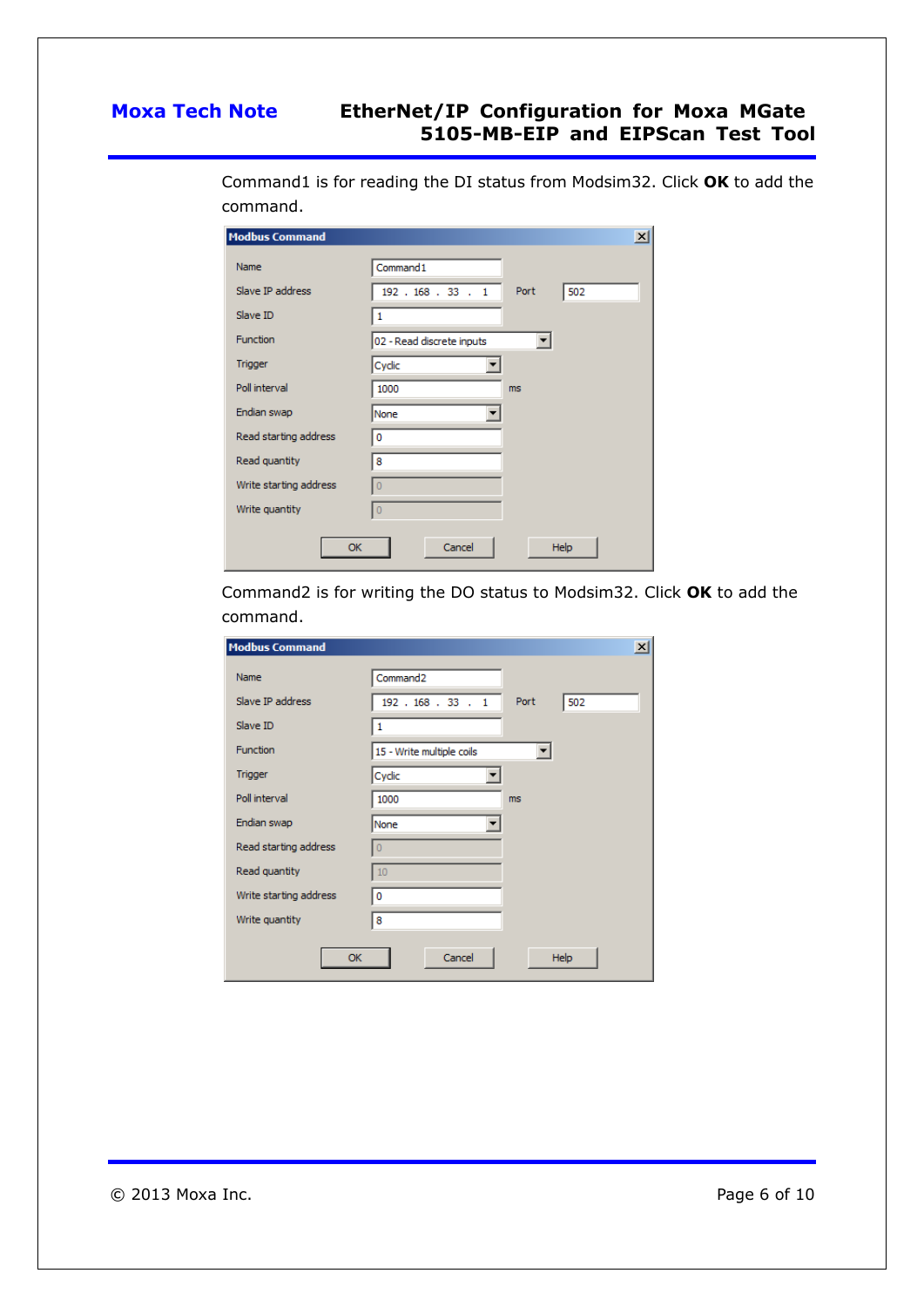Command1 is for reading the DI status from Modsim32. Click **OK** to add the command.

**Modbus Command**

| Field | Value |
|---|---|
| Name | Command1 |
| Slave IP address | 192 . 168 . 33 . 1 |
| Port | 502 |
| Slave ID | 1 |
| Function | 02 - Read discrete inputs |
| Trigger | Cyclic |
| Poll interval | 1000 ms |
| Endian swap | None |
| Read starting address | 0 |
| Read quantity | 8 |
| Write starting address | 0 |
| Write quantity | 0 |

OK | Cancel | Help

Command2 is for writing the DO status to Modsim32. Click **OK** to add the command.

**Modbus Command**

| Field | Value |
|---|---|
| Name | Command2 |
| Slave IP address | 192 . 168 . 33 . 1 |
| Port | 502 |
| Slave ID | 1 |
| Function | 15 - Write multiple coils |
| Trigger | Cyclic |
| Poll interval | 1000 ms |
| Endian swap | None |
| Read starting address | 0 |
| Read quantity | 10 |
| Write starting address | 0 |
| Write quantity | 8 |

OK | Cancel | Help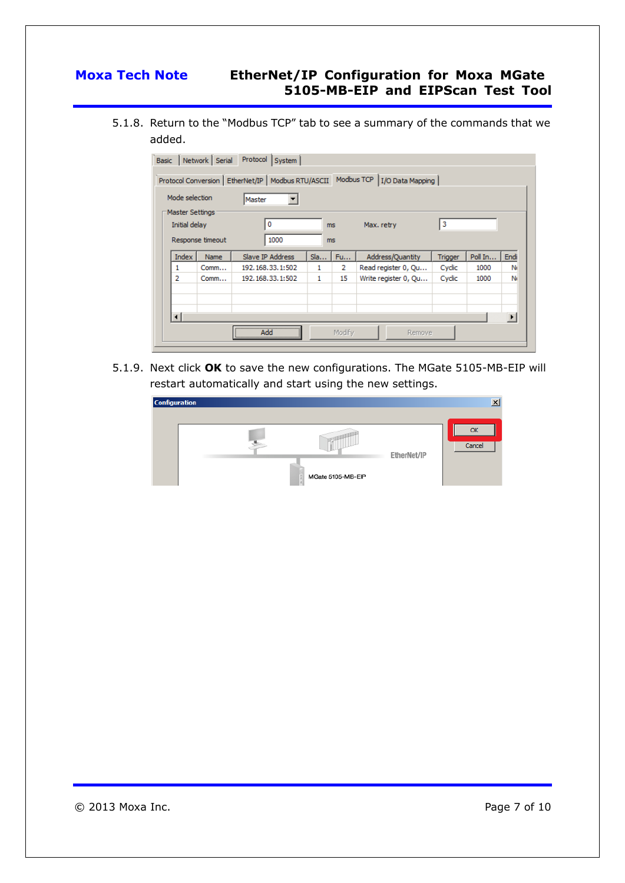5.1.8. Return to the “Modbus TCP” tab to see a summary of the commands that we added.

5.1.9. Next click **OK** to save the new configurations. The MGate 5105-MB-EIP will restart automatically and start using the new settings.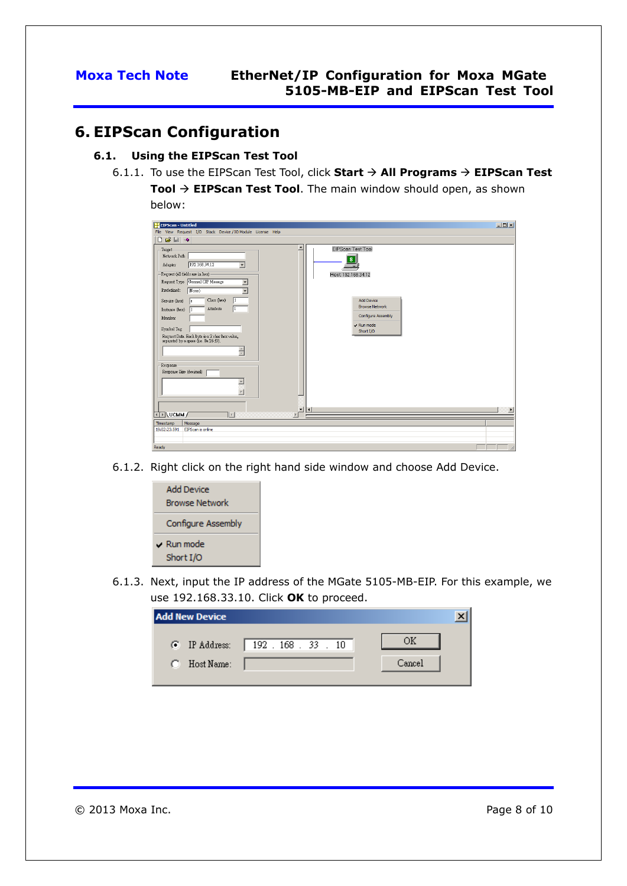# 6. EIPScan Configuration

## 6.1. Using the EIPScan Test Tool

6.1.1. To use the EIPScan Test Tool, click **Start → All Programs → EIPScan Test Tool → EIPScan Test Tool**. The main window should open, as shown below:

6.1.2. Right click on the right hand side window and choose Add Device.

6.1.3. Next, input the IP address of the MGate 5105-MB-EIP. For this example, we use 192.168.33.10. Click **OK** to proceed.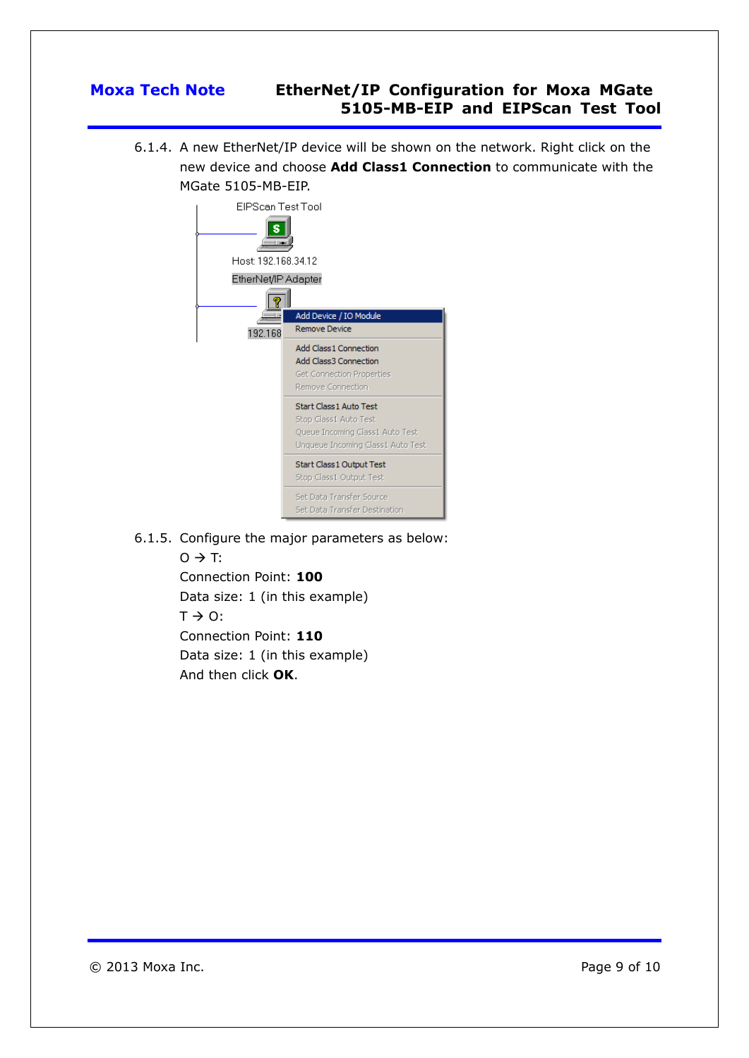6.1.4. A new EtherNet/IP device will be shown on the network. Right click on the new device and choose **Add Class1 Connection** to communicate with the MGate 5105-MB-EIP.

6.1.5. Configure the major parameters as below:

O → T:

Connection Point: **100**

Data size: 1 (in this example)

T → O:

Connection Point: **110**

Data size: 1 (in this example)

And then click **OK**.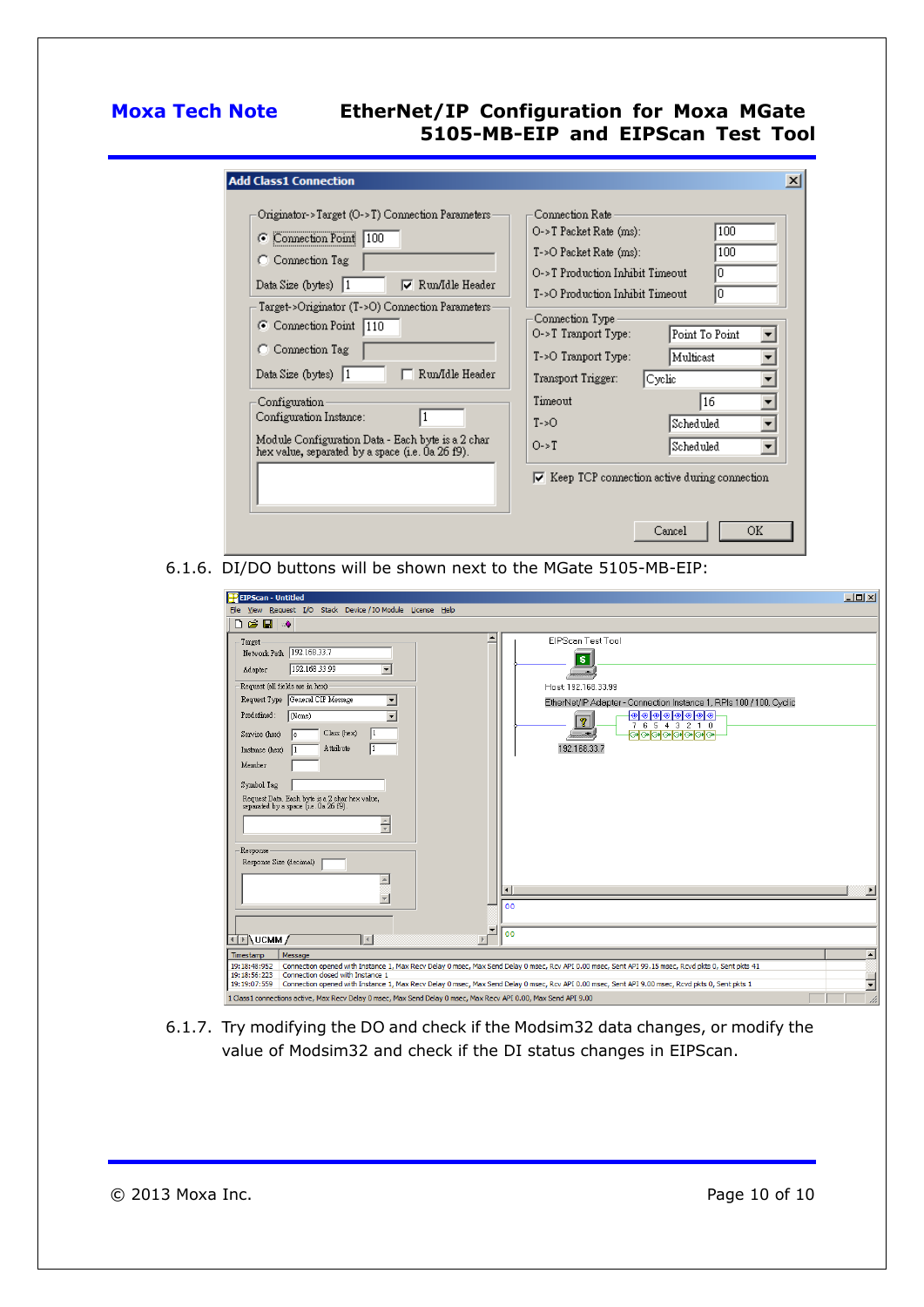6.1.6. DI/DO buttons will be shown next to the MGate 5105-MB-EIP:

6.1.7. Try modifying the DO and check if the Modsim32 data changes, or modify the value of Modsim32 and check if the DI status changes in EIPScan.